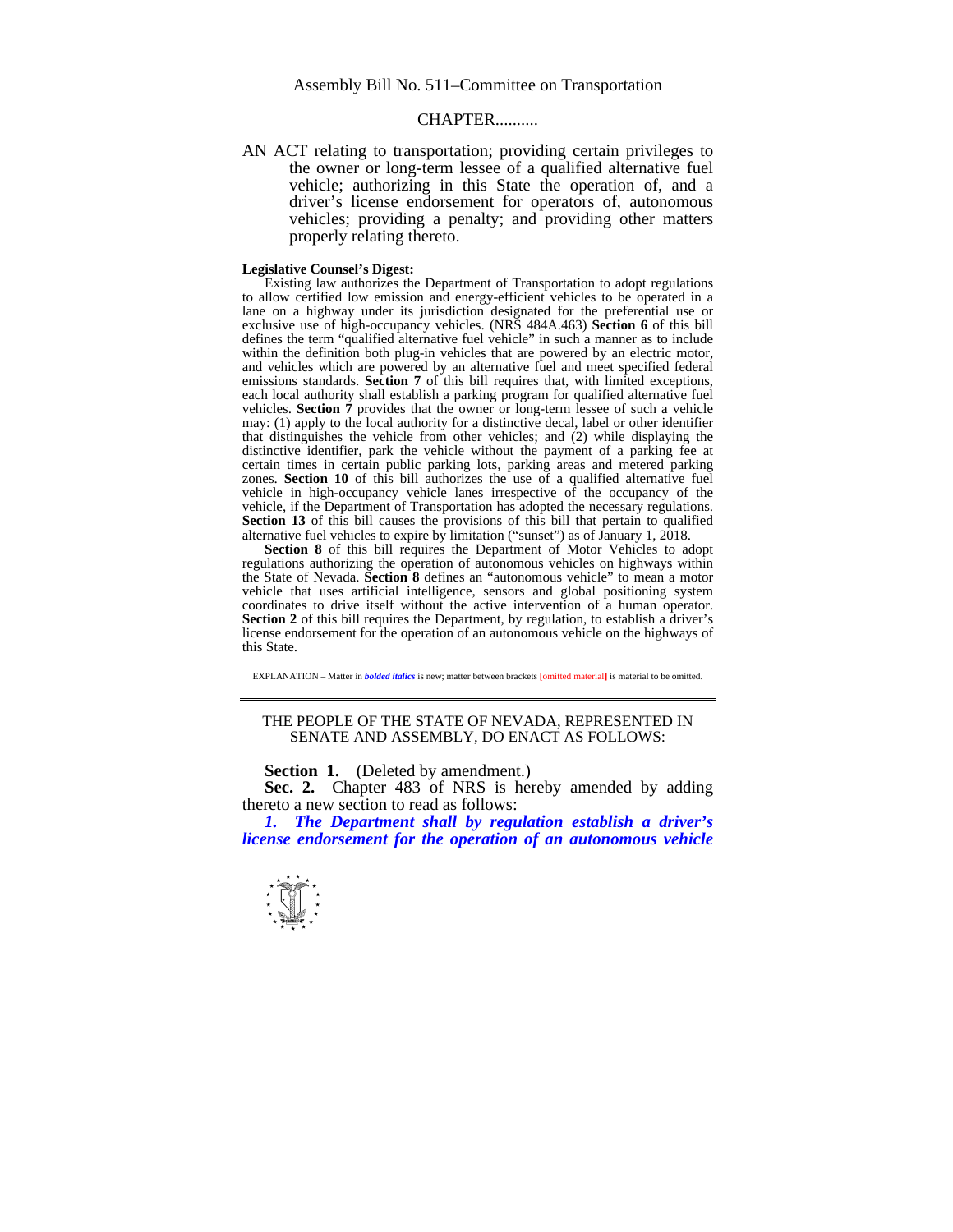Assembly Bill No. 511–Committee on Transportation

CHAPTER..........

AN ACT relating to transportation; providing certain privileges to the owner or long-term lessee of a qualified alternative fuel vehicle; authorizing in this State the operation of, and a driver's license endorsement for operators of, autonomous vehicles; providing a penalty; and providing other matters properly relating thereto.

**Legislative Counsel's Digest:**

Existing law authorizes the Department of Transportation to adopt regulations to allow certified low emission and energy-efficient vehicles to be operated in a lane on a highway under its jurisdiction designated for the preferential use or exclusive use of high-occupancy vehicles. (NRS 484A.463) **Section 6** of this bill defines the term "qualified alternative fuel vehicle" in such a manner as to include within the definition both plug-in vehicles that are powered by an electric motor, and vehicles which are powered by an alternative fuel and meet specified federal emissions standards. **Section 7** of this bill requires that, with limited exceptions, each local authority shall establish a parking program for qualified alternative fuel vehicles. **Section 7** provides that the owner or long-term lessee of such a vehicle may: (1) apply to the local authority for a distinctive decal, label or other identifier that distinguishes the vehicle from other vehicles; and (2) while displaying the distinctive identifier, park the vehicle without the payment of a parking fee at certain times in certain public parking lots, parking areas and metered parking zones. **Section 10** of this bill authorizes the use of a qualified alternative fuel vehicle in high-occupancy vehicle lanes irrespective of the occupancy of the vehicle, if the Department of Transportation has adopted the necessary regulations. **Section 13** of this bill causes the provisions of this bill that pertain to qualified alternative fuel vehicles to expire by limitation ("sunset") as of January 1, 2018.

**Section 8** of this bill requires the Department of Motor Vehicles to adopt regulations authorizing the operation of autonomous vehicles on highways within the State of Nevada. **Section 8** defines an "autonomous vehicle" to mean a motor vehicle that uses artificial intelligence, sensors and global positioning system coordinates to drive itself without the active intervention of a human operator. **Section 2** of this bill requires the Department, by regulation, to establish a driver's license endorsement for the operation of an autonomous vehicle on the highways of this State.

EXPLANATION – Matter in ***bolded italics*** is new; matter between brackets [~~omitted material~~] is material to be omitted.

---

THE PEOPLE OF THE STATE OF NEVADA, REPRESENTED IN SENATE AND ASSEMBLY, DO ENACT AS FOLLOWS:

**Section 1.** (Deleted by amendment.)

**Sec. 2.** Chapter 483 of NRS is hereby amended by adding thereto a new section to read as follows:

***1. The Department shall by regulation establish a driver's license endorsement for the operation of an autonomous vehicle***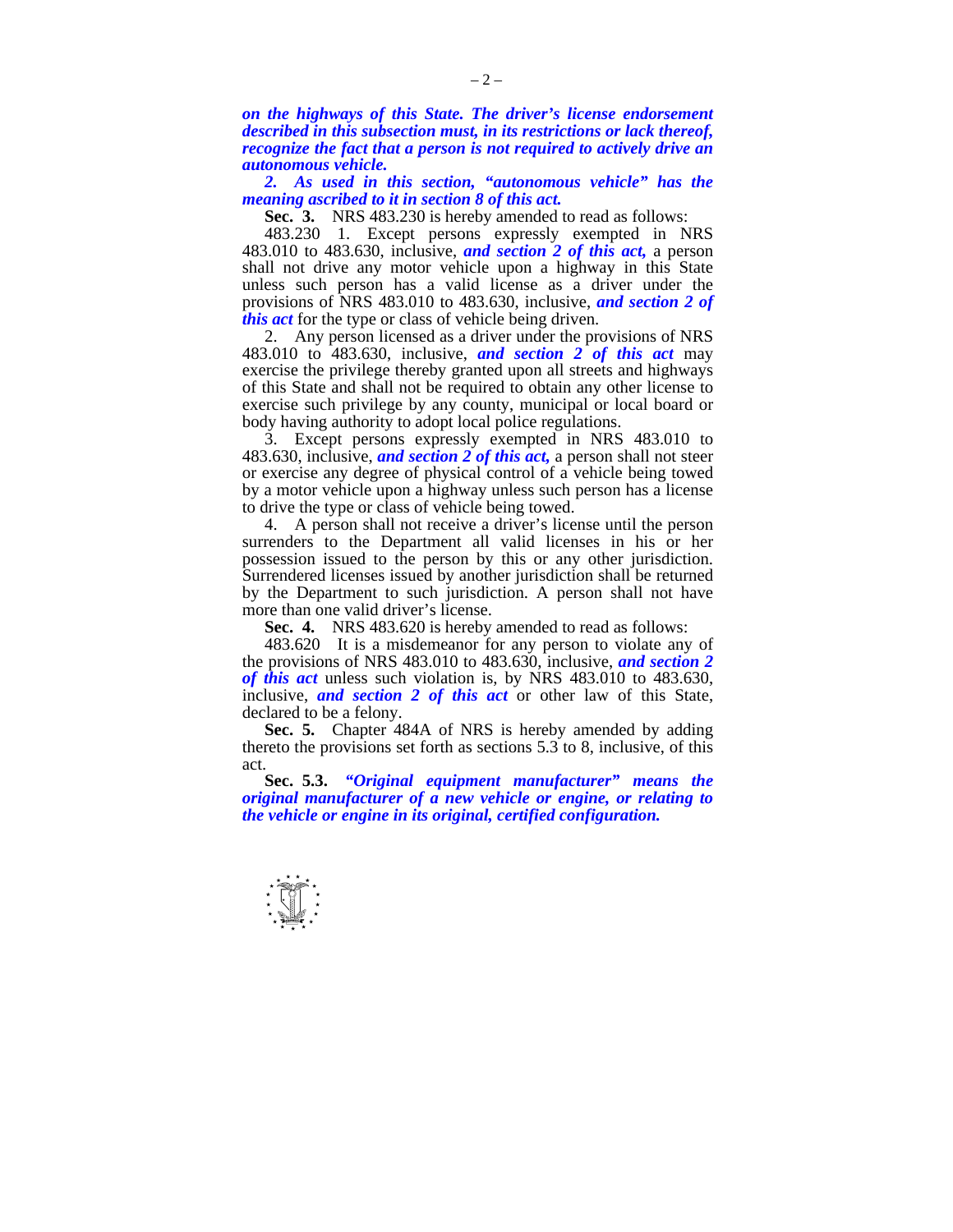***on the highways of this State. The driver's license endorsement described in this subsection must, in its restrictions or lack thereof, recognize the fact that a person is not required to actively drive an autonomous vehicle.***

***2. As used in this section, "autonomous vehicle" has the meaning ascribed to it in section 8 of this act.***

**Sec. 3.** NRS 483.230 is hereby amended to read as follows:

483.230 1. Except persons expressly exempted in NRS 483.010 to 483.630, inclusive, ***and section 2 of this act,*** a person shall not drive any motor vehicle upon a highway in this State unless such person has a valid license as a driver under the provisions of NRS 483.010 to 483.630, inclusive, ***and section 2 of this act*** for the type or class of vehicle being driven.

2. Any person licensed as a driver under the provisions of NRS 483.010 to 483.630, inclusive, ***and section 2 of this act*** may exercise the privilege thereby granted upon all streets and highways of this State and shall not be required to obtain any other license to exercise such privilege by any county, municipal or local board or body having authority to adopt local police regulations.

3. Except persons expressly exempted in NRS 483.010 to 483.630, inclusive, ***and section 2 of this act,*** a person shall not steer or exercise any degree of physical control of a vehicle being towed by a motor vehicle upon a highway unless such person has a license to drive the type or class of vehicle being towed.

4. A person shall not receive a driver's license until the person surrenders to the Department all valid licenses in his or her possession issued to the person by this or any other jurisdiction. Surrendered licenses issued by another jurisdiction shall be returned by the Department to such jurisdiction. A person shall not have more than one valid driver's license.

**Sec. 4.** NRS 483.620 is hereby amended to read as follows:

483.620 It is a misdemeanor for any person to violate any of the provisions of NRS 483.010 to 483.630, inclusive, ***and section 2 of this act*** unless such violation is, by NRS 483.010 to 483.630, inclusive, ***and section 2 of this act*** or other law of this State, declared to be a felony.

**Sec. 5.** Chapter 484A of NRS is hereby amended by adding thereto the provisions set forth as sections 5.3 to 8, inclusive, of this act.

**Sec. 5.3.** ***"Original equipment manufacturer" means the original manufacturer of a new vehicle or engine, or relating to the vehicle or engine in its original, certified configuration.***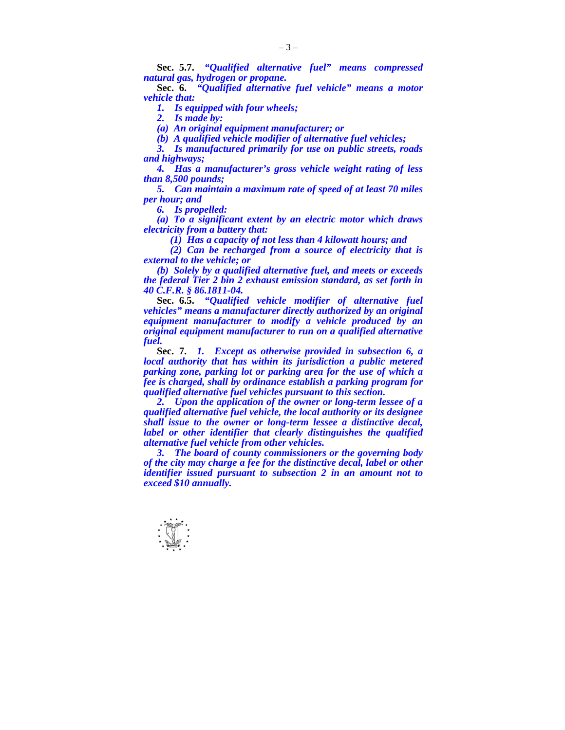**Sec. 5.7.** ***"Qualified alternative fuel" means compressed natural gas, hydrogen or propane.***

**Sec. 6.** ***"Qualified alternative fuel vehicle" means a motor vehicle that:***

***1. Is equipped with four wheels;***

***2. Is made by:***

***(a) An original equipment manufacturer; or***

***(b) A qualified vehicle modifier of alternative fuel vehicles;***

***3. Is manufactured primarily for use on public streets, roads and highways;***

***4. Has a manufacturer's gross vehicle weight rating of less than 8,500 pounds;***

***5. Can maintain a maximum rate of speed of at least 70 miles per hour; and***

***6. Is propelled:***

***(a) To a significant extent by an electric motor which draws electricity from a battery that:***

***(1) Has a capacity of not less than 4 kilowatt hours; and***

***(2) Can be recharged from a source of electricity that is external to the vehicle; or***

***(b) Solely by a qualified alternative fuel, and meets or exceeds the federal Tier 2 bin 2 exhaust emission standard, as set forth in 40 C.F.R. § 86.1811-04.***

**Sec. 6.5.** ***"Qualified vehicle modifier of alternative fuel vehicles" means a manufacturer directly authorized by an original equipment manufacturer to modify a vehicle produced by an original equipment manufacturer to run on a qualified alternative fuel.***

**Sec. 7.** ***1. Except as otherwise provided in subsection 6, a local authority that has within its jurisdiction a public metered parking zone, parking lot or parking area for the use of which a fee is charged, shall by ordinance establish a parking program for qualified alternative fuel vehicles pursuant to this section.***

***2. Upon the application of the owner or long-term lessee of a qualified alternative fuel vehicle, the local authority or its designee shall issue to the owner or long-term lessee a distinctive decal, label or other identifier that clearly distinguishes the qualified alternative fuel vehicle from other vehicles.***

***3. The board of county commissioners or the governing body of the city may charge a fee for the distinctive decal, label or other identifier issued pursuant to subsection 2 in an amount not to exceed $10 annually.***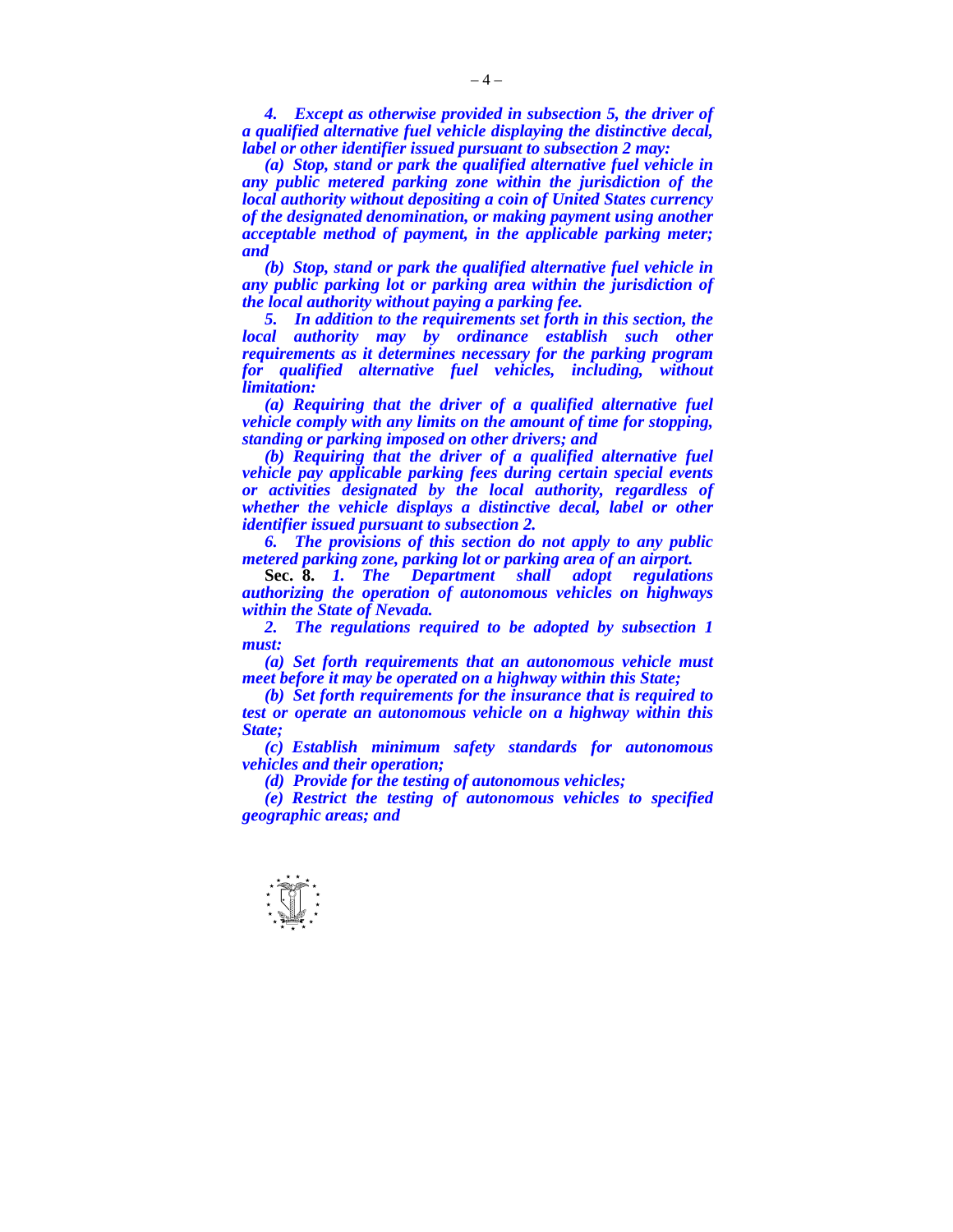*4. Except as otherwise provided in subsection 5, the driver of a qualified alternative fuel vehicle displaying the distinctive decal, label or other identifier issued pursuant to subsection 2 may:*

*(a) Stop, stand or park the qualified alternative fuel vehicle in any public metered parking zone within the jurisdiction of the local authority without depositing a coin of United States currency of the designated denomination, or making payment using another acceptable method of payment, in the applicable parking meter; and*

*(b) Stop, stand or park the qualified alternative fuel vehicle in any public parking lot or parking area within the jurisdiction of the local authority without paying a parking fee.*

*5. In addition to the requirements set forth in this section, the local authority may by ordinance establish such other requirements as it determines necessary for the parking program for qualified alternative fuel vehicles, including, without limitation:*

*(a) Requiring that the driver of a qualified alternative fuel vehicle comply with any limits on the amount of time for stopping, standing or parking imposed on other drivers; and*

*(b) Requiring that the driver of a qualified alternative fuel vehicle pay applicable parking fees during certain special events or activities designated by the local authority, regardless of whether the vehicle displays a distinctive decal, label or other identifier issued pursuant to subsection 2.*

*6. The provisions of this section do not apply to any public metered parking zone, parking lot or parking area of an airport.*

**Sec. 8.** *1. The Department shall adopt regulations authorizing the operation of autonomous vehicles on highways within the State of Nevada.*

*2. The regulations required to be adopted by subsection 1 must:*

*(a) Set forth requirements that an autonomous vehicle must meet before it may be operated on a highway within this State;*

*(b) Set forth requirements for the insurance that is required to test or operate an autonomous vehicle on a highway within this State;*

*(c) Establish minimum safety standards for autonomous vehicles and their operation;*

*(d) Provide for the testing of autonomous vehicles;*

*(e) Restrict the testing of autonomous vehicles to specified geographic areas; and*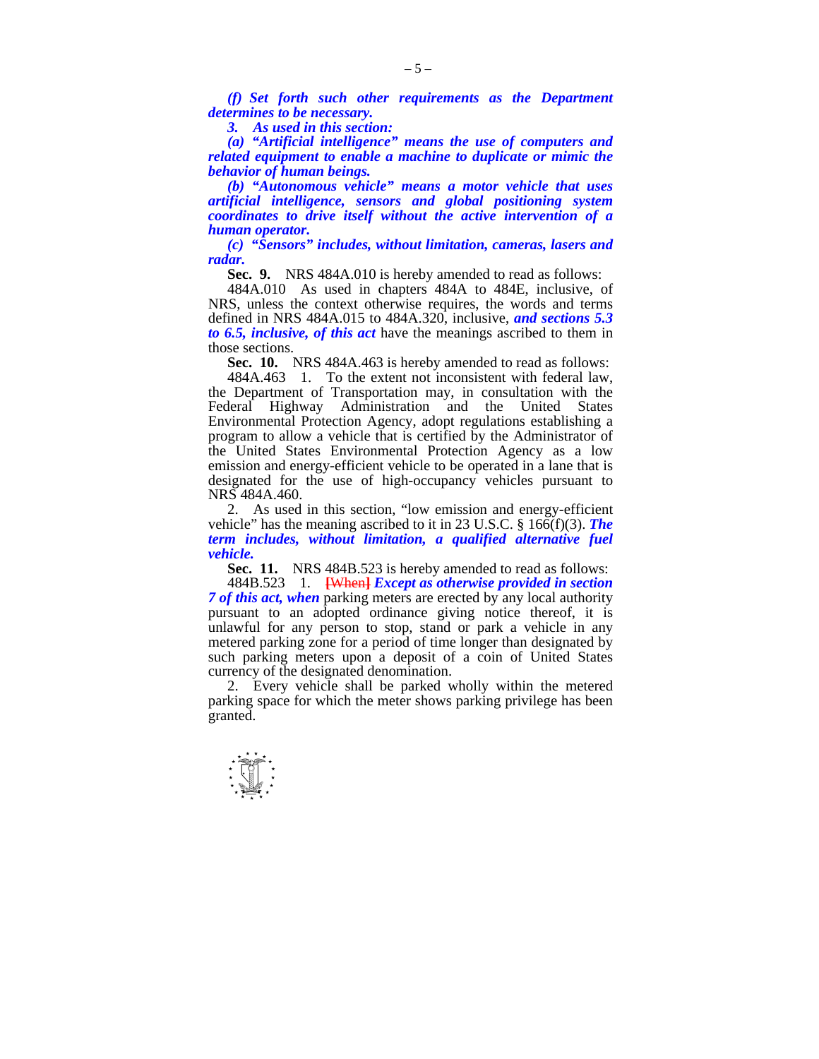***(f) Set forth such other requirements as the Department determines to be necessary.***

***3. As used in this section:***

***(a) "Artificial intelligence" means the use of computers and related equipment to enable a machine to duplicate or mimic the behavior of human beings.***

***(b) "Autonomous vehicle" means a motor vehicle that uses artificial intelligence, sensors and global positioning system coordinates to drive itself without the active intervention of a human operator.***

***(c) "Sensors" includes, without limitation, cameras, lasers and radar.***

**Sec. 9.** NRS 484A.010 is hereby amended to read as follows:

484A.010 As used in chapters 484A to 484E, inclusive, of NRS, unless the context otherwise requires, the words and terms defined in NRS 484A.015 to 484A.320, inclusive, ***and sections 5.3 to 6.5, inclusive, of this act*** have the meanings ascribed to them in those sections.

**Sec. 10.** NRS 484A.463 is hereby amended to read as follows:

484A.463 1. To the extent not inconsistent with federal law, the Department of Transportation may, in consultation with the Federal Highway Administration and the United States Environmental Protection Agency, adopt regulations establishing a program to allow a vehicle that is certified by the Administrator of the United States Environmental Protection Agency as a low emission and energy-efficient vehicle to be operated in a lane that is designated for the use of high-occupancy vehicles pursuant to NRS 484A.460.

2. As used in this section, "low emission and energy-efficient vehicle" has the meaning ascribed to it in 23 U.S.C. § 166(f)(3). ***The term includes, without limitation, a qualified alternative fuel vehicle.***

**Sec. 11.** NRS 484B.523 is hereby amended to read as follows:

484B.523 1. **[**When**]** ***Except as otherwise provided in section 7 of this act, when*** parking meters are erected by any local authority pursuant to an adopted ordinance giving notice thereof, it is unlawful for any person to stop, stand or park a vehicle in any metered parking zone for a period of time longer than designated by such parking meters upon a deposit of a coin of United States currency of the designated denomination.

2. Every vehicle shall be parked wholly within the metered parking space for which the meter shows parking privilege has been granted.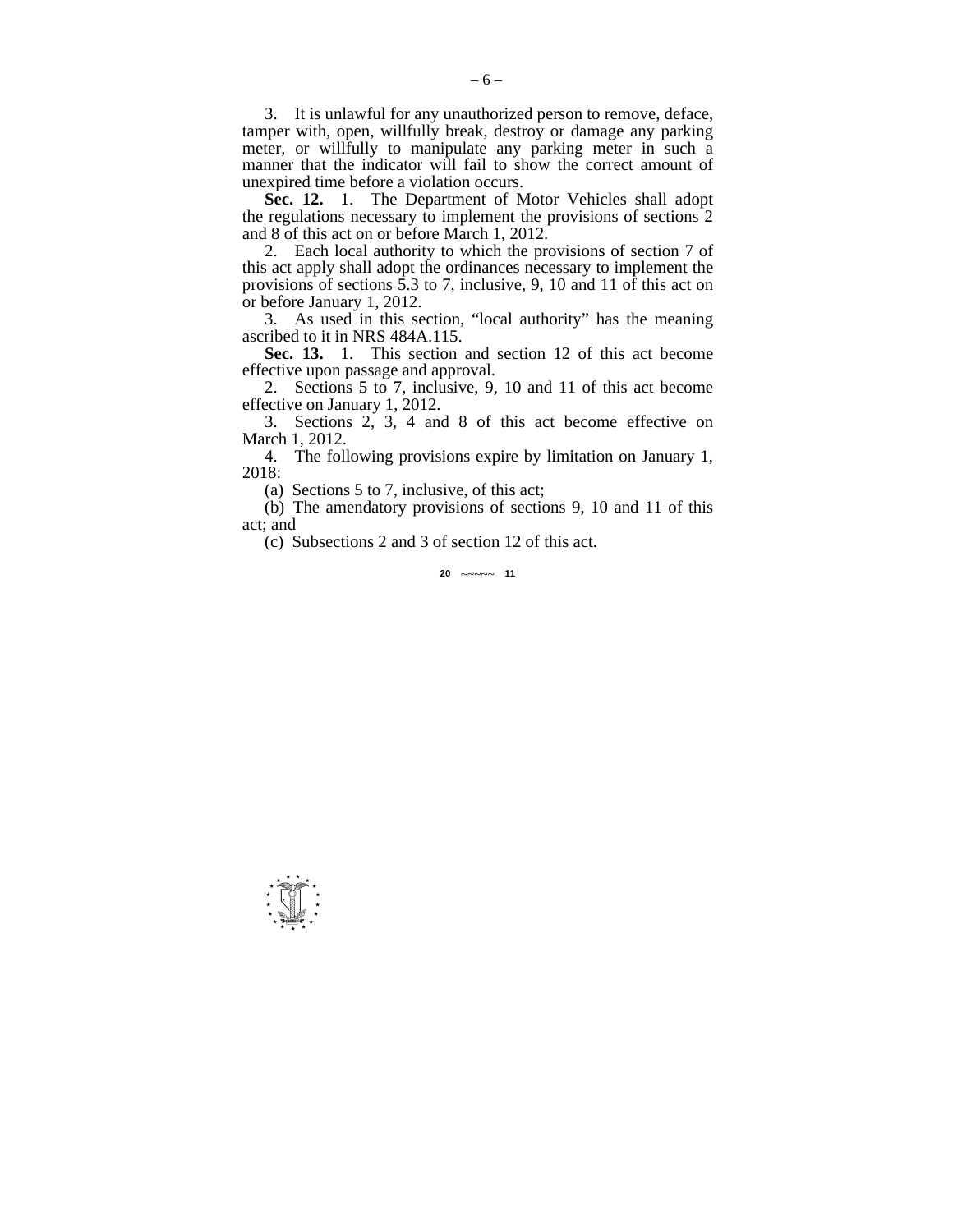3. It is unlawful for any unauthorized person to remove, deface, tamper with, open, willfully break, destroy or damage any parking meter, or willfully to manipulate any parking meter in such a manner that the indicator will fail to show the correct amount of unexpired time before a violation occurs.

**Sec. 12.** 1. The Department of Motor Vehicles shall adopt the regulations necessary to implement the provisions of sections 2 and 8 of this act on or before March 1, 2012.

2. Each local authority to which the provisions of section 7 of this act apply shall adopt the ordinances necessary to implement the provisions of sections 5.3 to 7, inclusive, 9, 10 and 11 of this act on or before January 1, 2012.

3. As used in this section, "local authority" has the meaning ascribed to it in NRS 484A.115.

**Sec. 13.** 1. This section and section 12 of this act become effective upon passage and approval.

2. Sections 5 to 7, inclusive, 9, 10 and 11 of this act become effective on January 1, 2012.

3. Sections 2, 3, 4 and 8 of this act become effective on March 1, 2012.

4. The following provisions expire by limitation on January 1, 2018:

(a) Sections 5 to 7, inclusive, of this act;

(b) The amendatory provisions of sections 9, 10 and 11 of this act; and

(c) Subsections 2 and 3 of section 12 of this act.

20 ~~~~~ 11